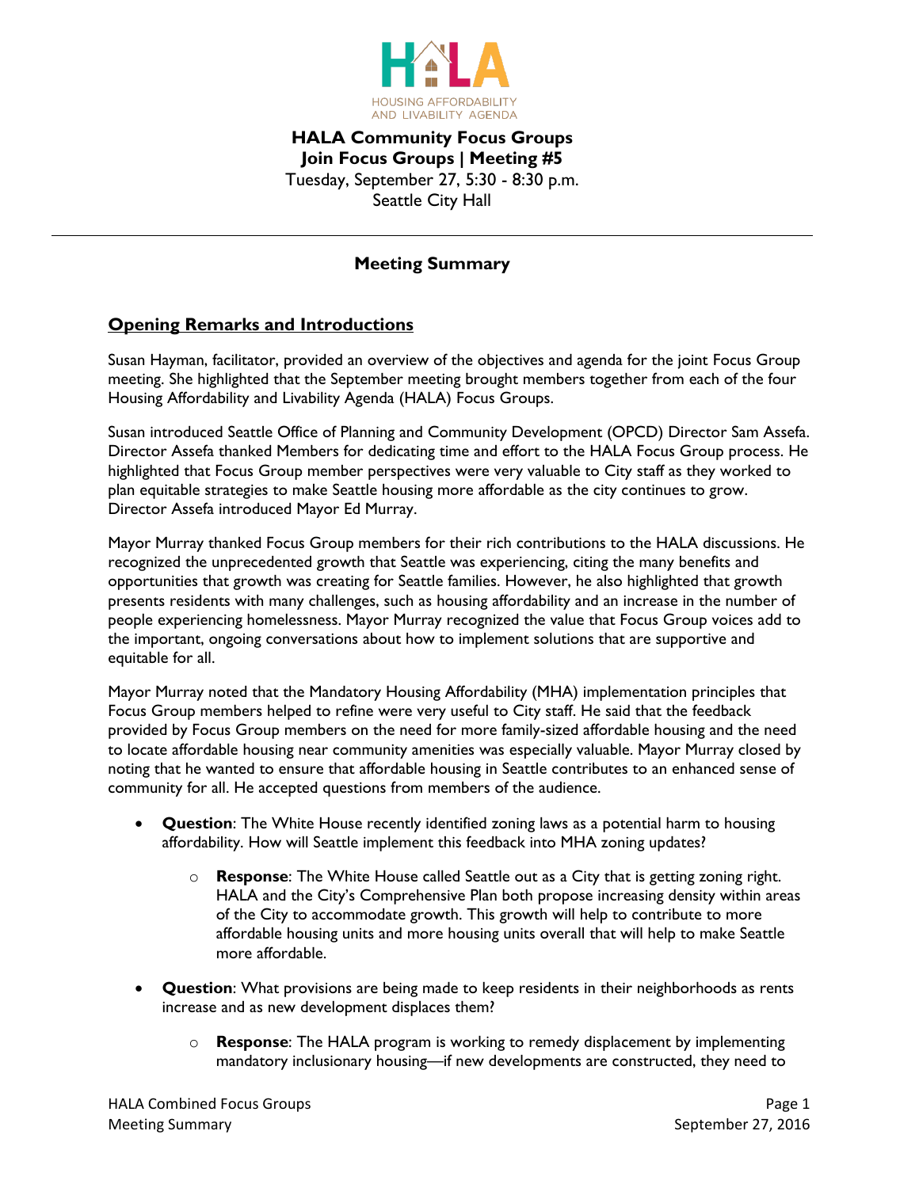HOUSING AFFORDABILITY AND LIVABILITY AGENDA

**HALA Community Focus Groups**
**Join Focus Groups | Meeting #5**
Tuesday, September 27, 5:30 - 8:30 p.m.
Seattle City Hall

---

## Meeting Summary

### Opening Remarks and Introductions

Susan Hayman, facilitator, provided an overview of the objectives and agenda for the joint Focus Group meeting. She highlighted that the September meeting brought members together from each of the four Housing Affordability and Livability Agenda (HALA) Focus Groups.

Susan introduced Seattle Office of Planning and Community Development (OPCD) Director Sam Assefa. Director Assefa thanked Members for dedicating time and effort to the HALA Focus Group process. He highlighted that Focus Group member perspectives were very valuable to City staff as they worked to plan equitable strategies to make Seattle housing more affordable as the city continues to grow. Director Assefa introduced Mayor Ed Murray.

Mayor Murray thanked Focus Group members for their rich contributions to the HALA discussions. He recognized the unprecedented growth that Seattle was experiencing, citing the many benefits and opportunities that growth was creating for Seattle families. However, he also highlighted that growth presents residents with many challenges, such as housing affordability and an increase in the number of people experiencing homelessness. Mayor Murray recognized the value that Focus Group voices add to the important, ongoing conversations about how to implement solutions that are supportive and equitable for all.

Mayor Murray noted that the Mandatory Housing Affordability (MHA) implementation principles that Focus Group members helped to refine were very useful to City staff. He said that the feedback provided by Focus Group members on the need for more family-sized affordable housing and the need to locate affordable housing near community amenities was especially valuable. Mayor Murray closed by noting that he wanted to ensure that affordable housing in Seattle contributes to an enhanced sense of community for all. He accepted questions from members of the audience.

- **Question**: The White House recently identified zoning laws as a potential harm to housing affordability. How will Seattle implement this feedback into MHA zoning updates?
  - **Response**: The White House called Seattle out as a City that is getting zoning right. HALA and the City's Comprehensive Plan both propose increasing density within areas of the City to accommodate growth. This growth will help to contribute to more affordable housing units and more housing units overall that will help to make Seattle more affordable.
- **Question**: What provisions are being made to keep residents in their neighborhoods as rents increase and as new development displaces them?
  - **Response**: The HALA program is working to remedy displacement by implementing mandatory inclusionary housing—if new developments are constructed, they need to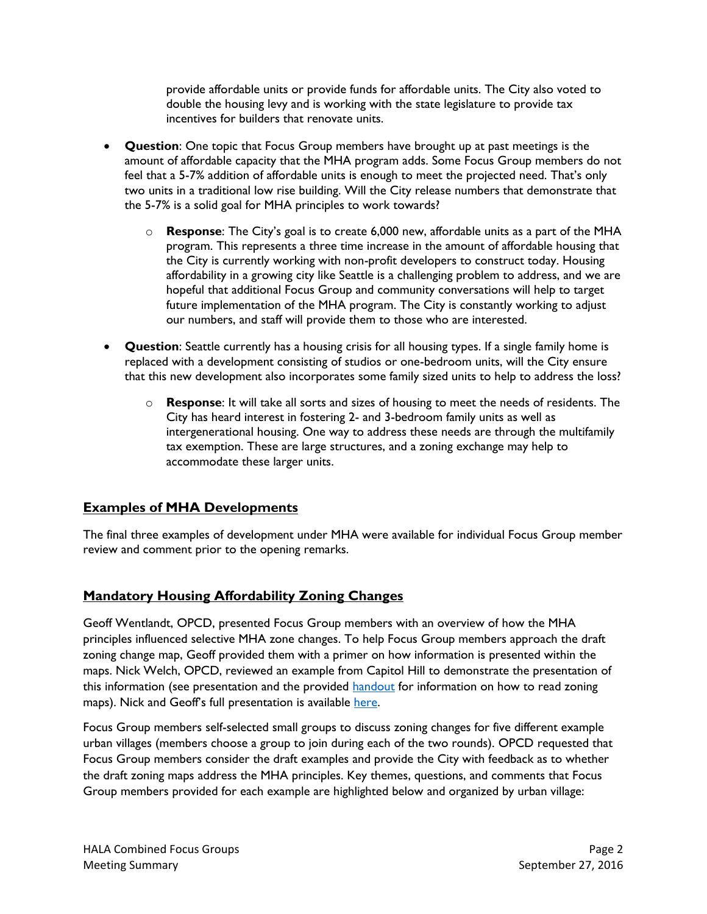provide affordable units or provide funds for affordable units. The City also voted to double the housing levy and is working with the state legislature to provide tax incentives for builders that renovate units.

- **Question**: One topic that Focus Group members have brought up at past meetings is the amount of affordable capacity that the MHA program adds. Some Focus Group members do not feel that a 5-7% addition of affordable units is enough to meet the projected need. That's only two units in a traditional low rise building. Will the City release numbers that demonstrate that the 5-7% is a solid goal for MHA principles to work towards?
    - **Response**: The City's goal is to create 6,000 new, affordable units as a part of the MHA program. This represents a three time increase in the amount of affordable housing that the City is currently working with non-profit developers to construct today. Housing affordability in a growing city like Seattle is a challenging problem to address, and we are hopeful that additional Focus Group and community conversations will help to target future implementation of the MHA program. The City is constantly working to adjust our numbers, and staff will provide them to those who are interested.
- **Question**: Seattle currently has a housing crisis for all housing types. If a single family home is replaced with a development consisting of studios or one-bedroom units, will the City ensure that this new development also incorporates some family sized units to help to address the loss?
    - **Response**: It will take all sorts and sizes of housing to meet the needs of residents. The City has heard interest in fostering 2- and 3-bedroom family units as well as intergenerational housing. One way to address these needs are through the multifamily tax exemption. These are large structures, and a zoning exchange may help to accommodate these larger units.

## Examples of MHA Developments

The final three examples of development under MHA were available for individual Focus Group member review and comment prior to the opening remarks.

## Mandatory Housing Affordability Zoning Changes

Geoff Wentlandt, OPCD, presented Focus Group members with an overview of how the MHA principles influenced selective MHA zone changes. To help Focus Group members approach the draft zoning change map, Geoff provided them with a primer on how information is presented within the maps. Nick Welch, OPCD, reviewed an example from Capitol Hill to demonstrate the presentation of this information (see presentation and the provided handout for information on how to read zoning maps). Nick and Geoff's full presentation is available here.

Focus Group members self-selected small groups to discuss zoning changes for five different example urban villages (members choose a group to join during each of the two rounds). OPCD requested that Focus Group members consider the draft examples and provide the City with feedback as to whether the draft zoning maps address the MHA principles. Key themes, questions, and comments that Focus Group members provided for each example are highlighted below and organized by urban village: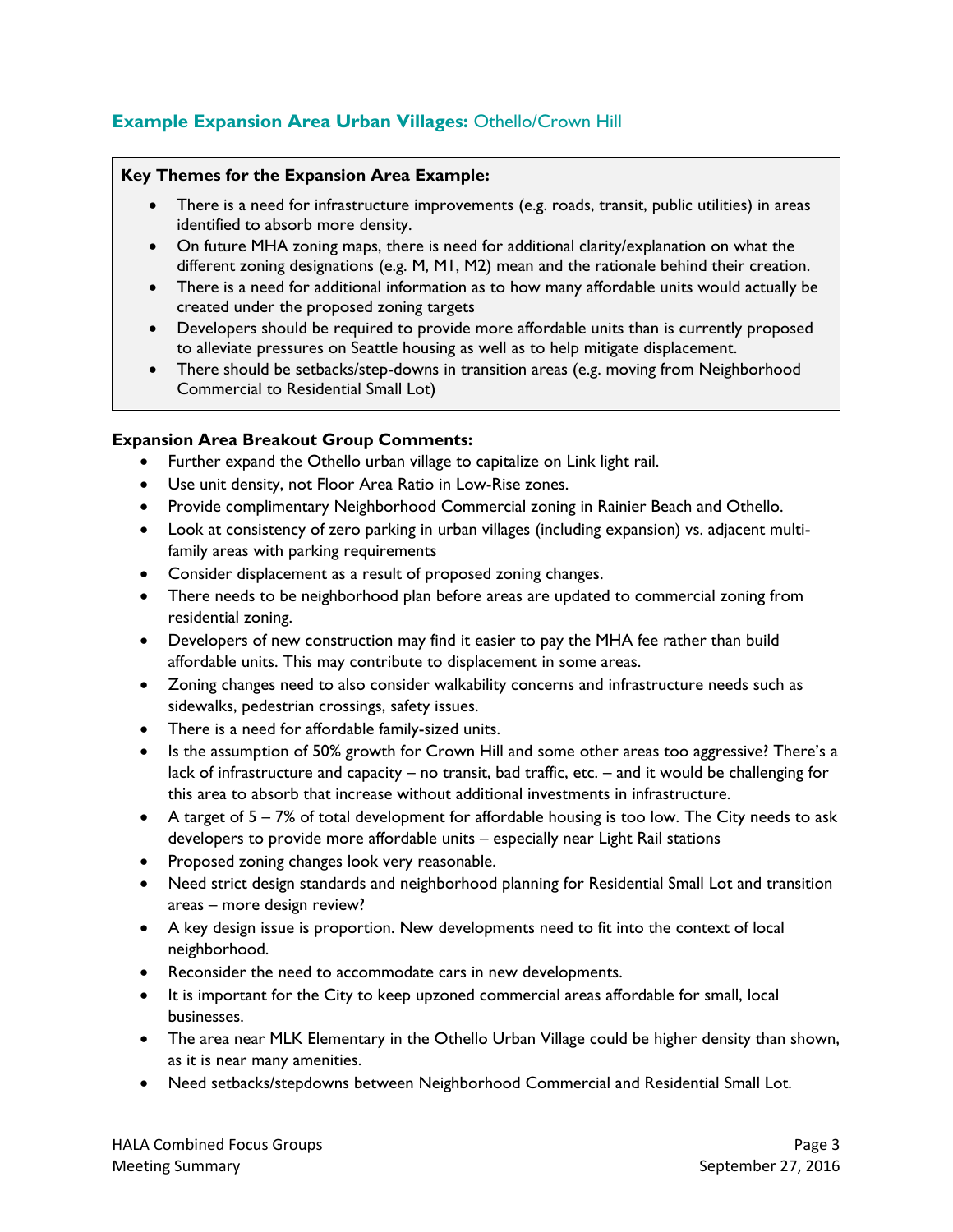## **Example Expansion Area Urban Villages:** Othello/Crown Hill

**Key Themes for the Expansion Area Example:**

- There is a need for infrastructure improvements (e.g. roads, transit, public utilities) in areas identified to absorb more density.
- On future MHA zoning maps, there is need for additional clarity/explanation on what the different zoning designations (e.g. M, M1, M2) mean and the rationale behind their creation.
- There is a need for additional information as to how many affordable units would actually be created under the proposed zoning targets
- Developers should be required to provide more affordable units than is currently proposed to alleviate pressures on Seattle housing as well as to help mitigate displacement.
- There should be setbacks/step-downs in transition areas (e.g. moving from Neighborhood Commercial to Residential Small Lot)

**Expansion Area Breakout Group Comments:**

- Further expand the Othello urban village to capitalize on Link light rail.
- Use unit density, not Floor Area Ratio in Low-Rise zones.
- Provide complimentary Neighborhood Commercial zoning in Rainier Beach and Othello.
- Look at consistency of zero parking in urban villages (including expansion) vs. adjacent multi-family areas with parking requirements
- Consider displacement as a result of proposed zoning changes.
- There needs to be neighborhood plan before areas are updated to commercial zoning from residential zoning.
- Developers of new construction may find it easier to pay the MHA fee rather than build affordable units. This may contribute to displacement in some areas.
- Zoning changes need to also consider walkability concerns and infrastructure needs such as sidewalks, pedestrian crossings, safety issues.
- There is a need for affordable family-sized units.
- Is the assumption of 50% growth for Crown Hill and some other areas too aggressive? There's a lack of infrastructure and capacity – no transit, bad traffic, etc. – and it would be challenging for this area to absorb that increase without additional investments in infrastructure.
- A target of 5 – 7% of total development for affordable housing is too low. The City needs to ask developers to provide more affordable units – especially near Light Rail stations
- Proposed zoning changes look very reasonable.
- Need strict design standards and neighborhood planning for Residential Small Lot and transition areas – more design review?
- A key design issue is proportion. New developments need to fit into the context of local neighborhood.
- Reconsider the need to accommodate cars in new developments.
- It is important for the City to keep upzoned commercial areas affordable for small, local businesses.
- The area near MLK Elementary in the Othello Urban Village could be higher density than shown, as it is near many amenities.
- Need setbacks/stepdowns between Neighborhood Commercial and Residential Small Lot.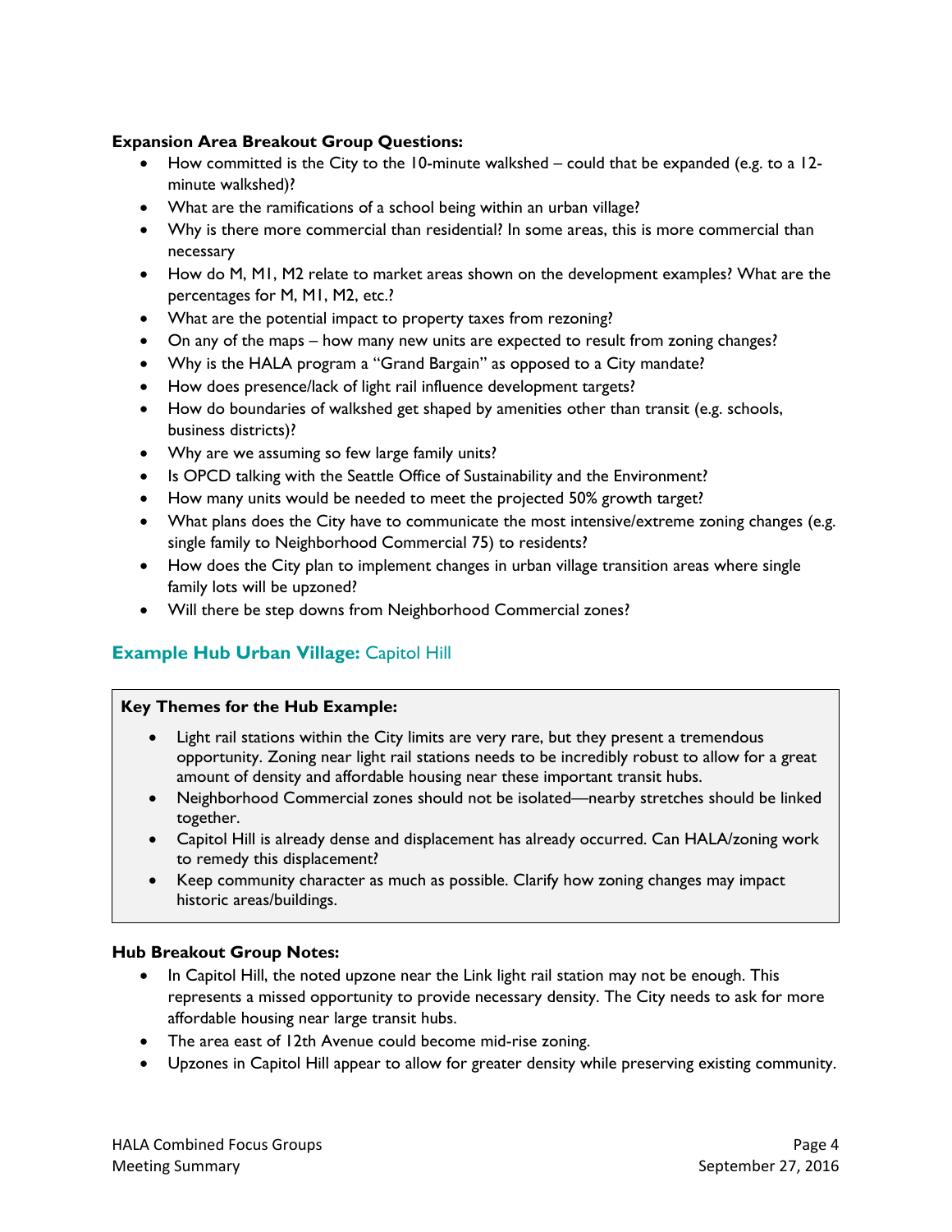**Expansion Area Breakout Group Questions:**

- How committed is the City to the 10-minute walkshed – could that be expanded (e.g. to a 12-minute walkshed)?
- What are the ramifications of a school being within an urban village?
- Why is there more commercial than residential? In some areas, this is more commercial than necessary
- How do M, M1, M2 relate to market areas shown on the development examples? What are the percentages for M, M1, M2, etc.?
- What are the potential impact to property taxes from rezoning?
- On any of the maps – how many new units are expected to result from zoning changes?
- Why is the HALA program a "Grand Bargain" as opposed to a City mandate?
- How does presence/lack of light rail influence development targets?
- How do boundaries of walkshed get shaped by amenities other than transit (e.g. schools, business districts)?
- Why are we assuming so few large family units?
- Is OPCD talking with the Seattle Office of Sustainability and the Environment?
- How many units would be needed to meet the projected 50% growth target?
- What plans does the City have to communicate the most intensive/extreme zoning changes (e.g. single family to Neighborhood Commercial 75) to residents?
- How does the City plan to implement changes in urban village transition areas where single family lots will be upzoned?
- Will there be step downs from Neighborhood Commercial zones?

## **Example Hub Urban Village:** Capitol Hill

**Key Themes for the Hub Example:**

- Light rail stations within the City limits are very rare, but they present a tremendous opportunity. Zoning near light rail stations needs to be incredibly robust to allow for a great amount of density and affordable housing near these important transit hubs.
- Neighborhood Commercial zones should not be isolated—nearby stretches should be linked together.
- Capitol Hill is already dense and displacement has already occurred. Can HALA/zoning work to remedy this displacement?
- Keep community character as much as possible. Clarify how zoning changes may impact historic areas/buildings.

**Hub Breakout Group Notes:**

- In Capitol Hill, the noted upzone near the Link light rail station may not be enough. This represents a missed opportunity to provide necessary density. The City needs to ask for more affordable housing near large transit hubs.
- The area east of 12th Avenue could become mid-rise zoning.
- Upzones in Capitol Hill appear to allow for greater density while preserving existing community.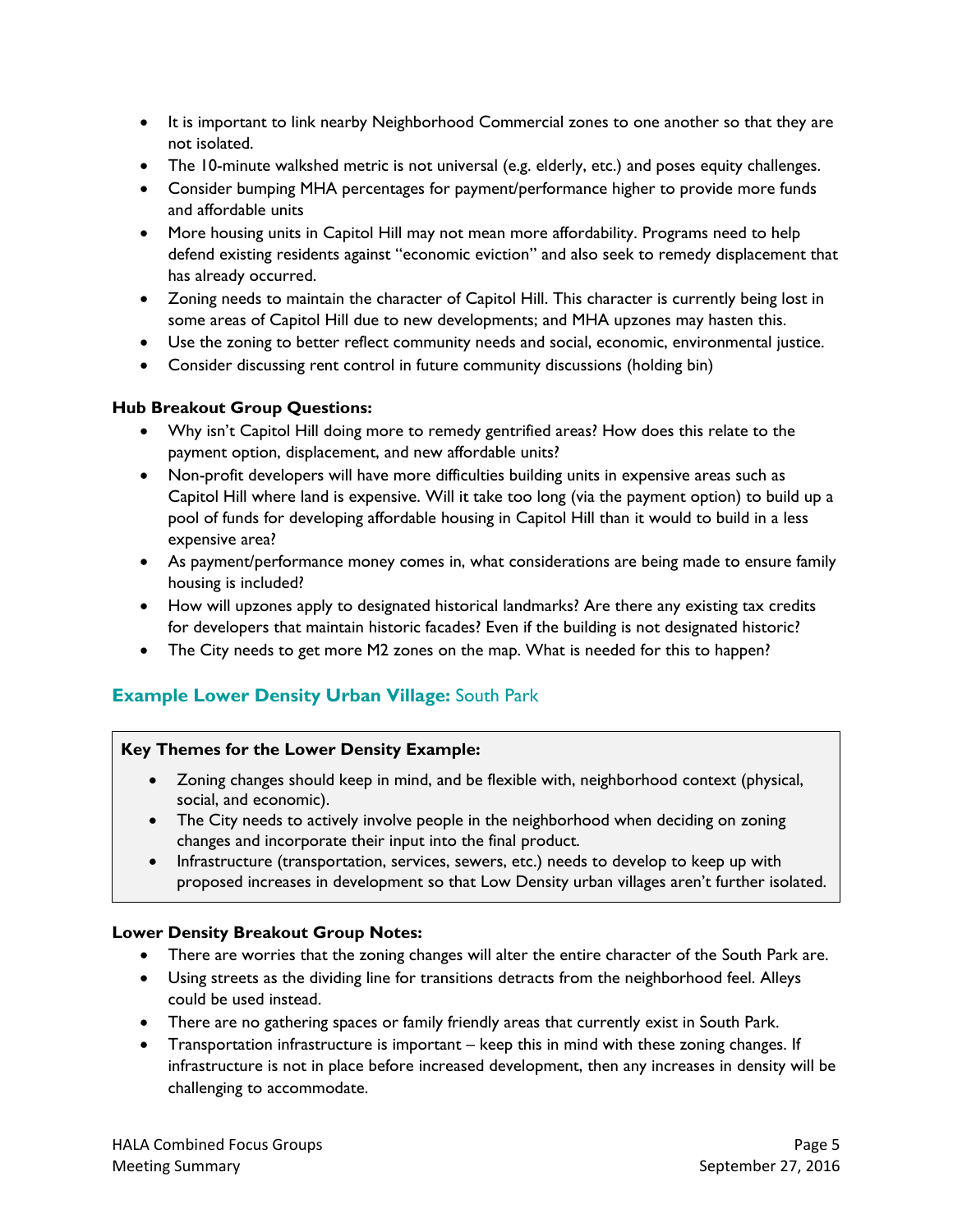- It is important to link nearby Neighborhood Commercial zones to one another so that they are not isolated.
- The 10-minute walkshed metric is not universal (e.g. elderly, etc.) and poses equity challenges.
- Consider bumping MHA percentages for payment/performance higher to provide more funds and affordable units
- More housing units in Capitol Hill may not mean more affordability. Programs need to help defend existing residents against "economic eviction" and also seek to remedy displacement that has already occurred.
- Zoning needs to maintain the character of Capitol Hill. This character is currently being lost in some areas of Capitol Hill due to new developments; and MHA upzones may hasten this.
- Use the zoning to better reflect community needs and social, economic, environmental justice.
- Consider discussing rent control in future community discussions (holding bin)

**Hub Breakout Group Questions:**

- Why isn't Capitol Hill doing more to remedy gentrified areas? How does this relate to the payment option, displacement, and new affordable units?
- Non-profit developers will have more difficulties building units in expensive areas such as Capitol Hill where land is expensive. Will it take too long (via the payment option) to build up a pool of funds for developing affordable housing in Capitol Hill than it would to build in a less expensive area?
- As payment/performance money comes in, what considerations are being made to ensure family housing is included?
- How will upzones apply to designated historical landmarks? Are there any existing tax credits for developers that maintain historic facades? Even if the building is not designated historic?
- The City needs to get more M2 zones on the map. What is needed for this to happen?

## Example Lower Density Urban Village: South Park

**Key Themes for the Lower Density Example:**

- Zoning changes should keep in mind, and be flexible with, neighborhood context (physical, social, and economic).
- The City needs to actively involve people in the neighborhood when deciding on zoning changes and incorporate their input into the final product.
- Infrastructure (transportation, services, sewers, etc.) needs to develop to keep up with proposed increases in development so that Low Density urban villages aren't further isolated.

**Lower Density Breakout Group Notes:**

- There are worries that the zoning changes will alter the entire character of the South Park are.
- Using streets as the dividing line for transitions detracts from the neighborhood feel. Alleys could be used instead.
- There are no gathering spaces or family friendly areas that currently exist in South Park.
- Transportation infrastructure is important – keep this in mind with these zoning changes. If infrastructure is not in place before increased development, then any increases in density will be challenging to accommodate.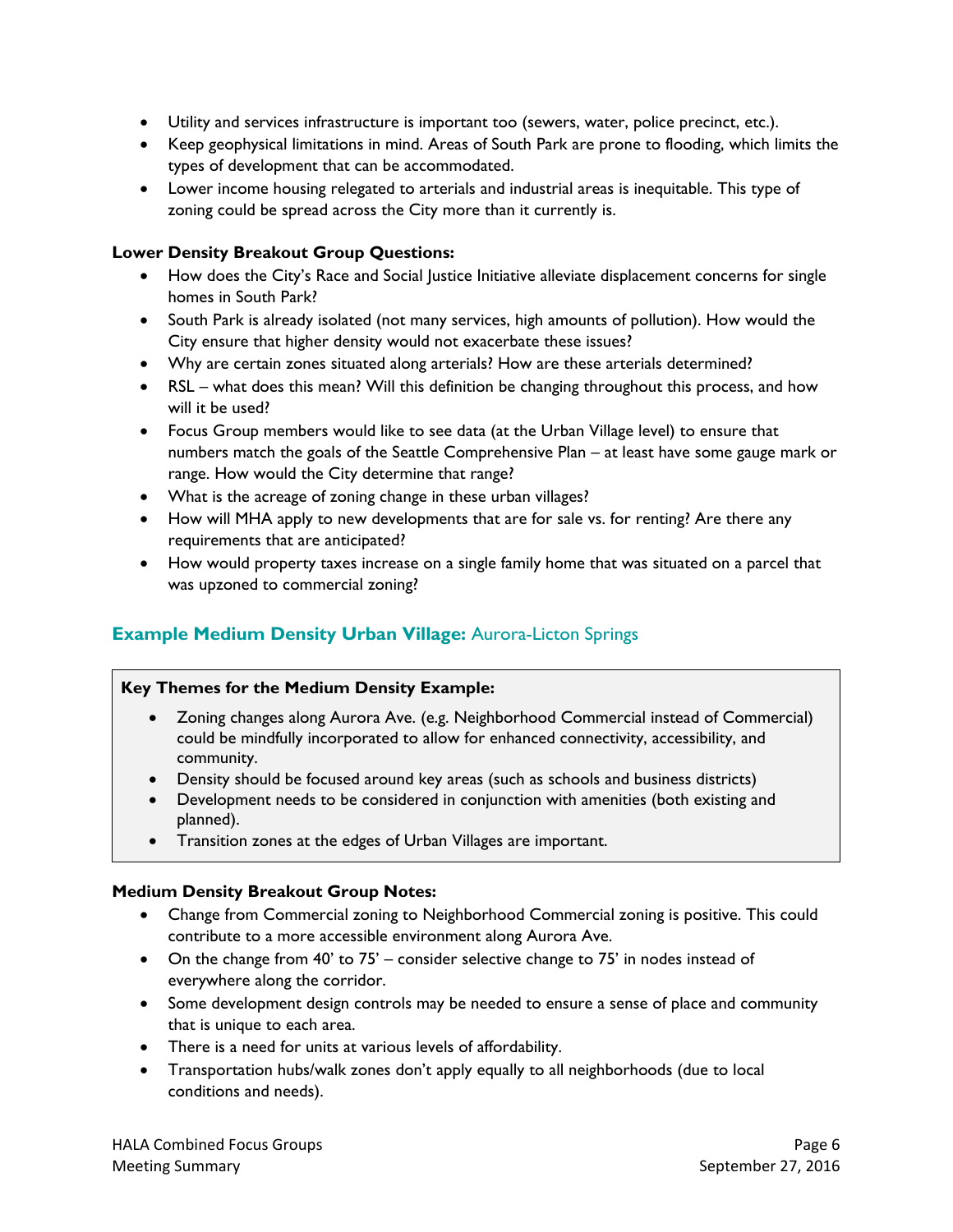- Utility and services infrastructure is important too (sewers, water, police precinct, etc.).
- Keep geophysical limitations in mind. Areas of South Park are prone to flooding, which limits the types of development that can be accommodated.
- Lower income housing relegated to arterials and industrial areas is inequitable. This type of zoning could be spread across the City more than it currently is.

**Lower Density Breakout Group Questions:**

- How does the City's Race and Social Justice Initiative alleviate displacement concerns for single homes in South Park?
- South Park is already isolated (not many services, high amounts of pollution). How would the City ensure that higher density would not exacerbate these issues?
- Why are certain zones situated along arterials? How are these arterials determined?
- RSL – what does this mean? Will this definition be changing throughout this process, and how will it be used?
- Focus Group members would like to see data (at the Urban Village level) to ensure that numbers match the goals of the Seattle Comprehensive Plan – at least have some gauge mark or range. How would the City determine that range?
- What is the acreage of zoning change in these urban villages?
- How will MHA apply to new developments that are for sale vs. for renting? Are there any requirements that are anticipated?
- How would property taxes increase on a single family home that was situated on a parcel that was upzoned to commercial zoning?

## Example Medium Density Urban Village: Aurora-Licton Springs

**Key Themes for the Medium Density Example:**

- Zoning changes along Aurora Ave. (e.g. Neighborhood Commercial instead of Commercial) could be mindfully incorporated to allow for enhanced connectivity, accessibility, and community.
- Density should be focused around key areas (such as schools and business districts)
- Development needs to be considered in conjunction with amenities (both existing and planned).
- Transition zones at the edges of Urban Villages are important.

**Medium Density Breakout Group Notes:**

- Change from Commercial zoning to Neighborhood Commercial zoning is positive. This could contribute to a more accessible environment along Aurora Ave.
- On the change from 40' to 75' – consider selective change to 75' in nodes instead of everywhere along the corridor.
- Some development design controls may be needed to ensure a sense of place and community that is unique to each area.
- There is a need for units at various levels of affordability.
- Transportation hubs/walk zones don't apply equally to all neighborhoods (due to local conditions and needs).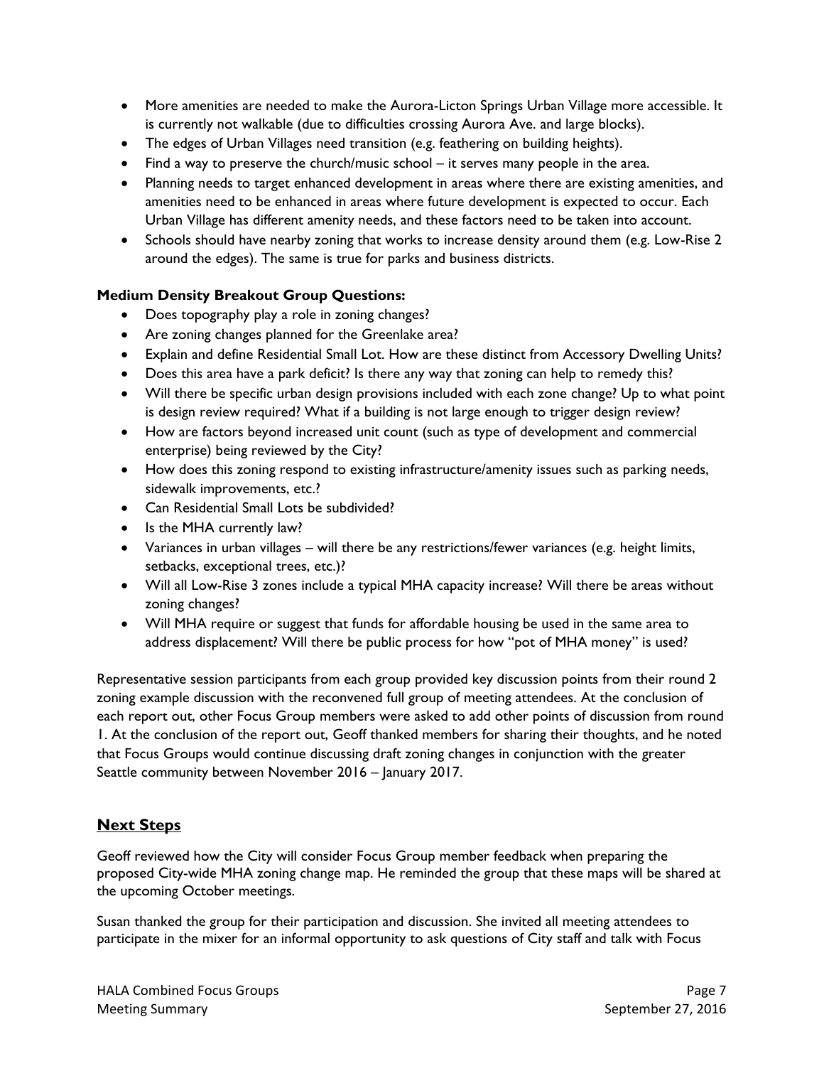- More amenities are needed to make the Aurora-Licton Springs Urban Village more accessible. It is currently not walkable (due to difficulties crossing Aurora Ave. and large blocks).
- The edges of Urban Villages need transition (e.g. feathering on building heights).
- Find a way to preserve the church/music school – it serves many people in the area.
- Planning needs to target enhanced development in areas where there are existing amenities, and amenities need to be enhanced in areas where future development is expected to occur. Each Urban Village has different amenity needs, and these factors need to be taken into account.
- Schools should have nearby zoning that works to increase density around them (e.g. Low-Rise 2 around the edges). The same is true for parks and business districts.

**Medium Density Breakout Group Questions:**

- Does topography play a role in zoning changes?
- Are zoning changes planned for the Greenlake area?
- Explain and define Residential Small Lot. How are these distinct from Accessory Dwelling Units?
- Does this area have a park deficit? Is there any way that zoning can help to remedy this?
- Will there be specific urban design provisions included with each zone change? Up to what point is design review required? What if a building is not large enough to trigger design review?
- How are factors beyond increased unit count (such as type of development and commercial enterprise) being reviewed by the City?
- How does this zoning respond to existing infrastructure/amenity issues such as parking needs, sidewalk improvements, etc.?
- Can Residential Small Lots be subdivided?
- Is the MHA currently law?
- Variances in urban villages – will there be any restrictions/fewer variances (e.g. height limits, setbacks, exceptional trees, etc.)?
- Will all Low-Rise 3 zones include a typical MHA capacity increase? Will there be areas without zoning changes?
- Will MHA require or suggest that funds for affordable housing be used in the same area to address displacement? Will there be public process for how "pot of MHA money" is used?

Representative session participants from each group provided key discussion points from their round 2 zoning example discussion with the reconvened full group of meeting attendees. At the conclusion of each report out, other Focus Group members were asked to add other points of discussion from round 1. At the conclusion of the report out, Geoff thanked members for sharing their thoughts, and he noted that Focus Groups would continue discussing draft zoning changes in conjunction with the greater Seattle community between November 2016 – January 2017.

## Next Steps

Geoff reviewed how the City will consider Focus Group member feedback when preparing the proposed City-wide MHA zoning change map. He reminded the group that these maps will be shared at the upcoming October meetings.

Susan thanked the group for their participation and discussion. She invited all meeting attendees to participate in the mixer for an informal opportunity to ask questions of City staff and talk with Focus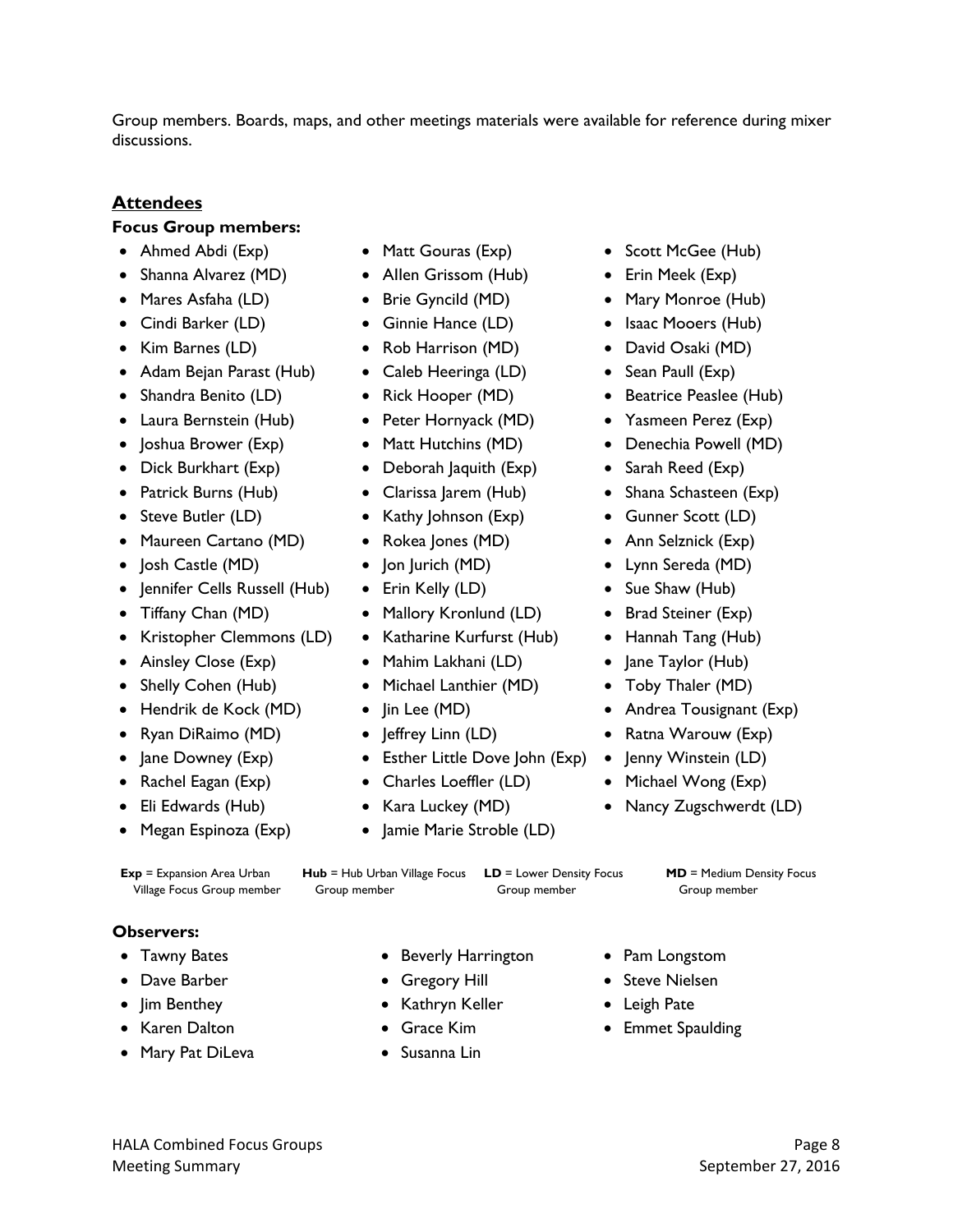Group members. Boards, maps, and other meetings materials were available for reference during mixer discussions.

## Attendees

**Focus Group members:**

- Ahmed Abdi (Exp)
- Shanna Alvarez (MD)
- Mares Asfaha (LD)
- Cindi Barker (LD)
- Kim Barnes (LD)
- Adam Bejan Parast (Hub)
- Shandra Benito (LD)
- Laura Bernstein (Hub)
- Joshua Brower (Exp)
- Dick Burkhart (Exp)
- Patrick Burns (Hub)
- Steve Butler (LD)
- Maureen Cartano (MD)
- Josh Castle (MD)
- Jennifer Cells Russell (Hub)
- Tiffany Chan (MD)
- Kristopher Clemmons (LD)
- Ainsley Close (Exp)
- Shelly Cohen (Hub)
- Hendrik de Kock (MD)
- Ryan DiRaimo (MD)
- Jane Downey (Exp)
- Rachel Eagan (Exp)
- Eli Edwards (Hub)
- Megan Espinoza (Exp)
- Matt Gouras (Exp)
- Allen Grissom (Hub)
- Brie Gyncild (MD)
- Ginnie Hance (LD)
- Rob Harrison (MD)
- Caleb Heeringa (LD)
- Rick Hooper (MD)
- Peter Hornyack (MD)
- Matt Hutchins (MD)
- Deborah Jaquith (Exp)
- Clarissa Jarem (Hub)
- Kathy Johnson (Exp)
- Rokea Jones (MD)
- Jon Jurich (MD)
- Erin Kelly (LD)
- Mallory Kronlund (LD)
- Katharine Kurfurst (Hub)
- Mahim Lakhani (LD)
- Michael Lanthier (MD)
- Jin Lee (MD)
- Jeffrey Linn (LD)
- Esther Little Dove John (Exp)
- Charles Loeffler (LD)
- Kara Luckey (MD)
- Jamie Marie Stroble (LD)
- Scott McGee (Hub)
- Erin Meek (Exp)
- Mary Monroe (Hub)
- Isaac Mooers (Hub)
- David Osaki (MD)
- Sean Paull (Exp)
- Beatrice Peaslee (Hub)
- Yasmeen Perez (Exp)
- Denechia Powell (MD)
- Sarah Reed (Exp)
- Shana Schasteen (Exp)
- Gunner Scott (LD)
- Ann Selznick (Exp)
- Lynn Sereda (MD)
- Sue Shaw (Hub)
- Brad Steiner (Exp)
- Hannah Tang (Hub)
- Jane Taylor (Hub)
- Toby Thaler (MD)
- Andrea Tousignant (Exp)
- Ratna Warouw (Exp)
- Jenny Winstein (LD)
- Michael Wong (Exp)
- Nancy Zugschwerdt (LD)

**Exp** = Expansion Area Urban Village Focus Group member
**Hub** = Hub Urban Village Focus Group member
**LD** = Lower Density Focus Group member
**MD** = Medium Density Focus Group member

**Observers:**

- Tawny Bates
- Dave Barber
- Jim Benthey
- Karen Dalton
- Mary Pat DiLeva
- Beverly Harrington
- Gregory Hill
- Kathryn Keller
- Grace Kim
- Susanna Lin
- Pam Longstom
- Steve Nielsen
- Leigh Pate
- Emmet Spaulding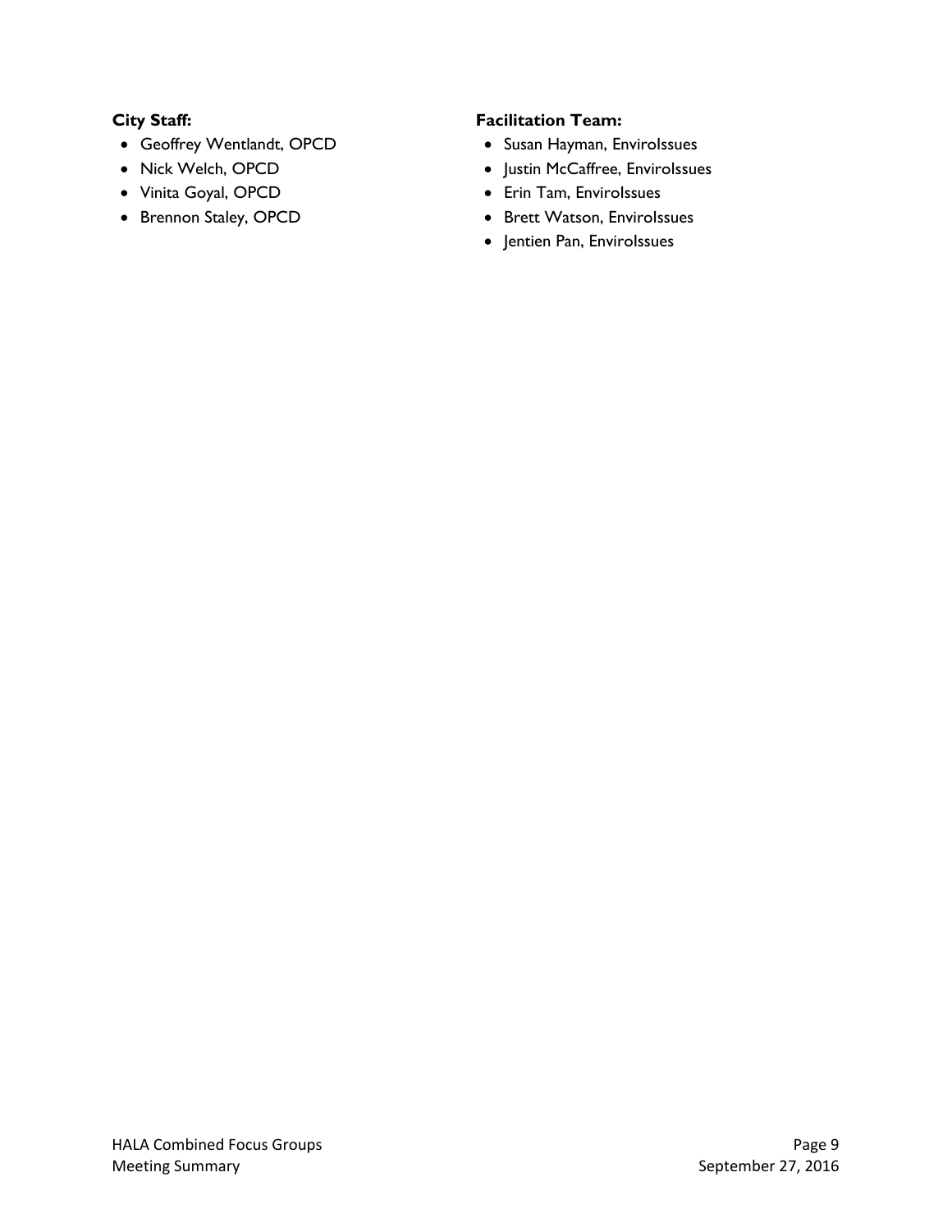**City Staff:**

- Geoffrey Wentlandt, OPCD
- Nick Welch, OPCD
- Vinita Goyal, OPCD
- Brennon Staley, OPCD

**Facilitation Team:**

- Susan Hayman, EnviroIssues
- Justin McCaffree, EnviroIssues
- Erin Tam, EnviroIssues
- Brett Watson, EnviroIssues
- Jentien Pan, EnviroIssues